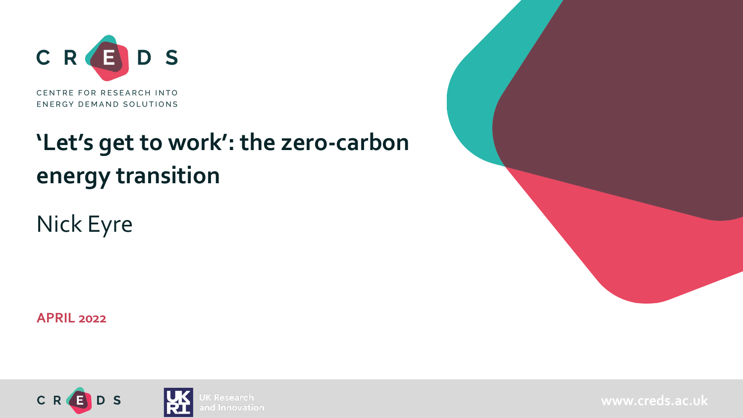CREDS

CENTRE FOR RESEARCH INTO ENERGY DEMAND SOLUTIONS

# 'Let's get to work': the zero-carbon energy transition

Nick Eyre

**APRIL 2022**

UK Research and Innovation

www.creds.ac.uk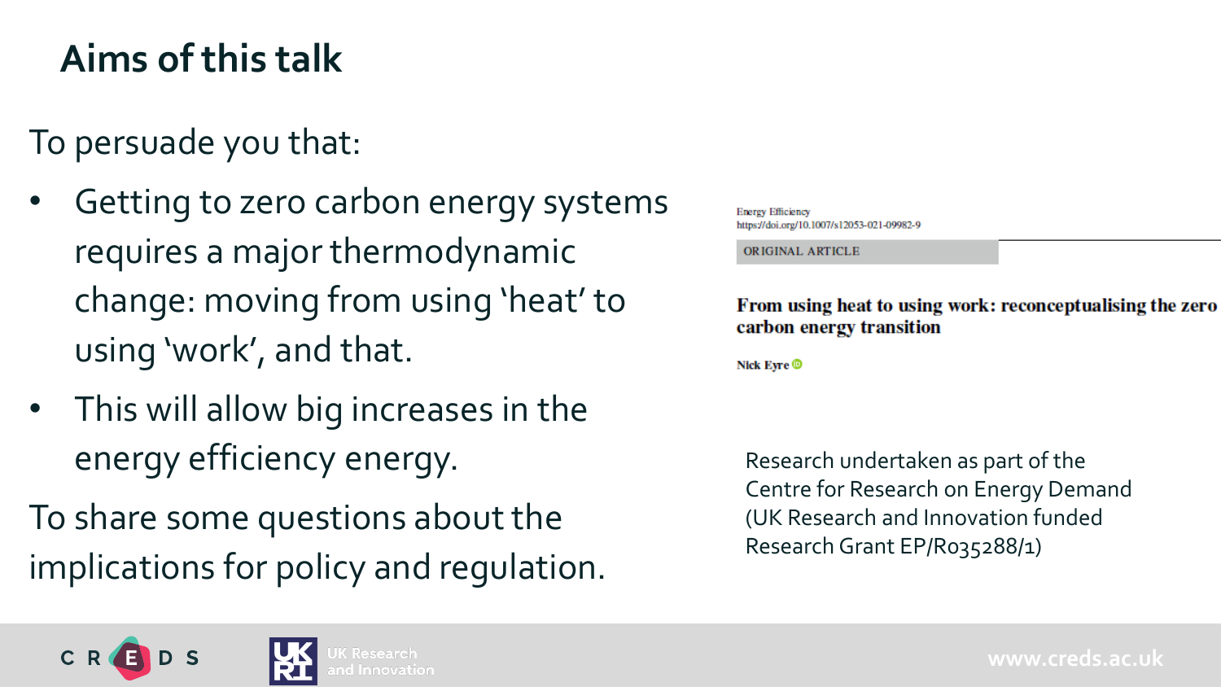# Aims of this talk

To persuade you that:

- Getting to zero carbon energy systems requires a major thermodynamic change: moving from using 'heat' to using 'work', and that.
- This will allow big increases in the energy efficiency energy.

To share some questions about the implications for policy and regulation.

Energy Efficiency
https://doi.org/10.1007/s12053-021-09982-9

ORIGINAL ARTICLE

**From using heat to using work: reconceptualising the zero carbon energy transition**

**Nick Eyre**

Research undertaken as part of the Centre for Research on Energy Demand (UK Research and Innovation funded Research Grant EP/R035288/1)

CREDS

UK Research and Innovation

www.creds.ac.uk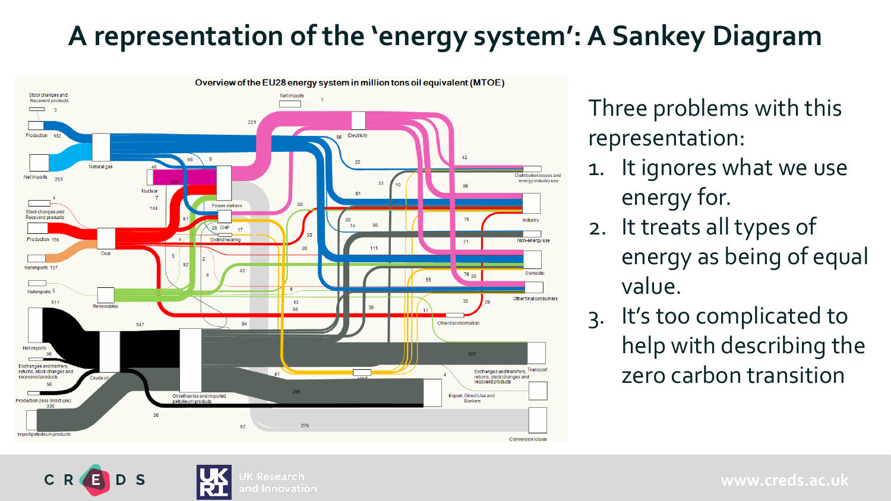# A representation of the 'energy system': A Sankey Diagram

Overview of the EU28 energy system in million tons oil equivalent (MTOE)

Three problems with this representation:

1. It ignores what we use energy for.
2. It treats all types of energy as being of equal value.
3. It's too complicated to help with describing the zero carbon transition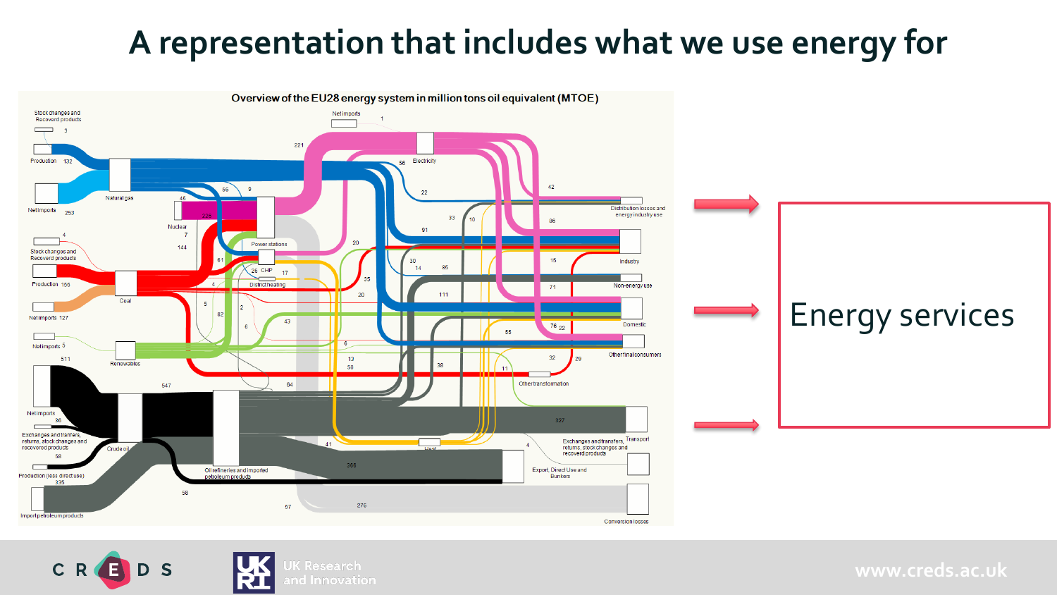# A representation that includes what we use energy for

Overview of the EU28 energy system in million tons oil equivalent (MTOE)

Energy services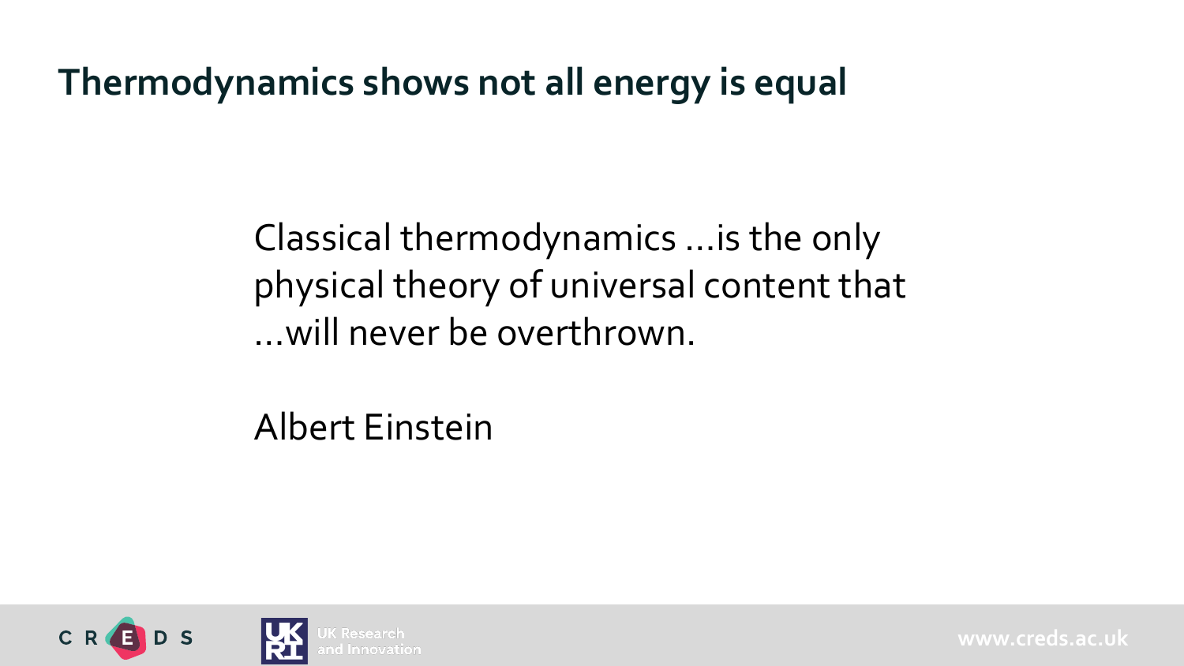# Thermodynamics shows not all energy is equal

Classical thermodynamics …is the only physical theory of universal content that …will never be overthrown.

Albert Einstein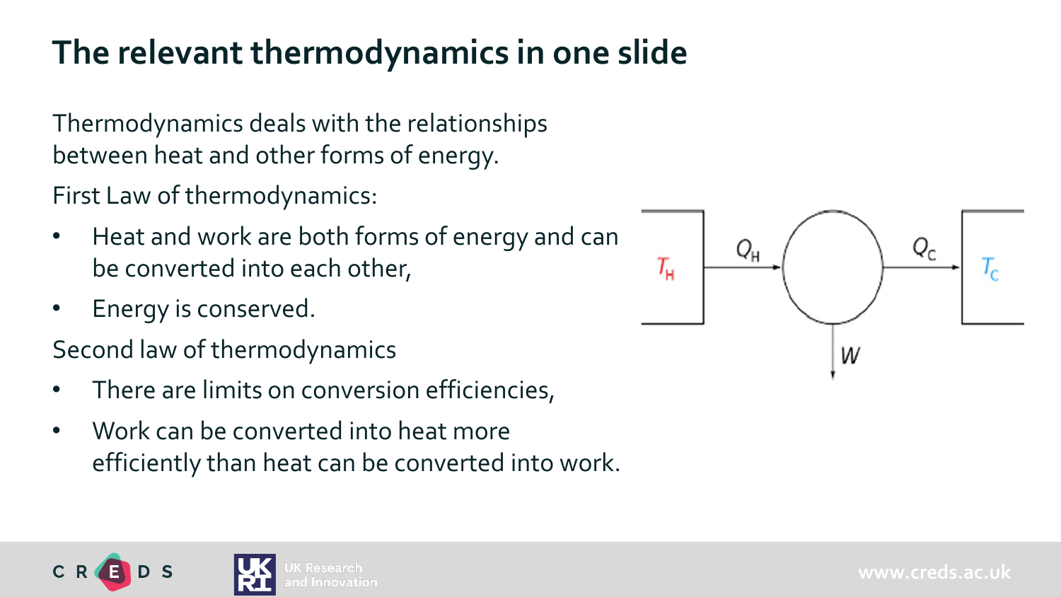# The relevant thermodynamics in one slide

Thermodynamics deals with the relationships between heat and other forms of energy.

First Law of thermodynamics:

- Heat and work are both forms of energy and can be converted into each other,
- Energy is conserved.

Second law of thermodynamics

- There are limits on conversion efficiencies,
- Work can be converted into heat more efficiently than heat can be converted into work.

$T_H$ $Q_H$ $Q_C$ $T_C$ $W$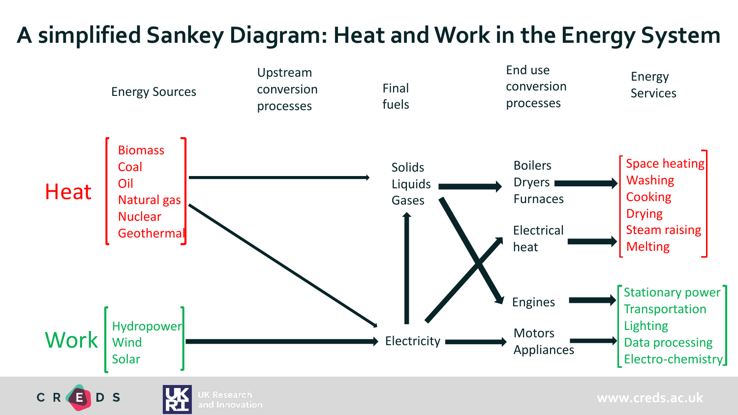# A simplified Sankey Diagram: Heat and Work in the Energy System

| Energy Sources | Upstream conversion processes | Final fuels | End use conversion processes | Energy Services |
|---|---|---|---|---|
| **Heat**: Biomass, Coal, Oil, Natural gas, Nuclear, Geothermal | | Solids, Liquids, Gases | Boilers, Dryers, Furnaces | Space heating, Washing, Cooking, Drying, Steam raising, Melting |
| | | | Electrical heat | |
| | | | Engines | Stationary power, Transportation, Lighting, Data processing, Electro-chemistry |
| **Work**: Hydropower, Wind, Solar | | Electricity | Motors, Appliances | |

www.creds.ac.uk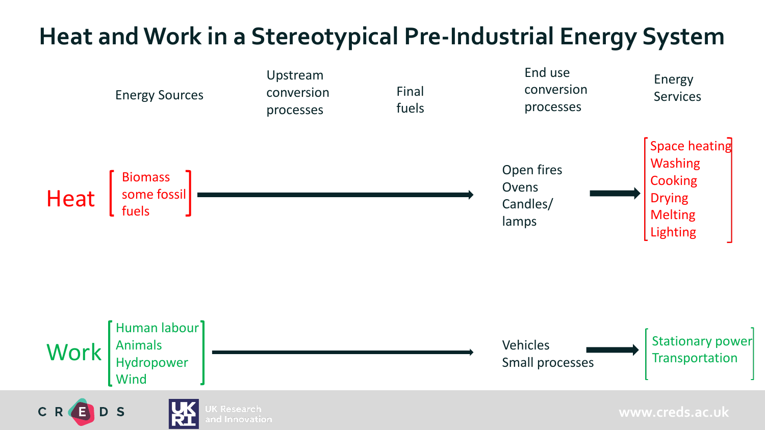# Heat and Work in a Stereotypical Pre-Industrial Energy System

| | Energy Sources | Upstream conversion processes | Final fuels | End use conversion processes | Energy Services |
|---|---|---|---|---|---|
| Heat | Biomass some fossil fuels | → | → | Open fires Ovens Candles/ lamps → | Space heating Washing Cooking Drying Melting Lighting |
| Work | Human labour Animals Hydropower Wind | → | → | Vehicles Small processes → | Stationary power Transportation |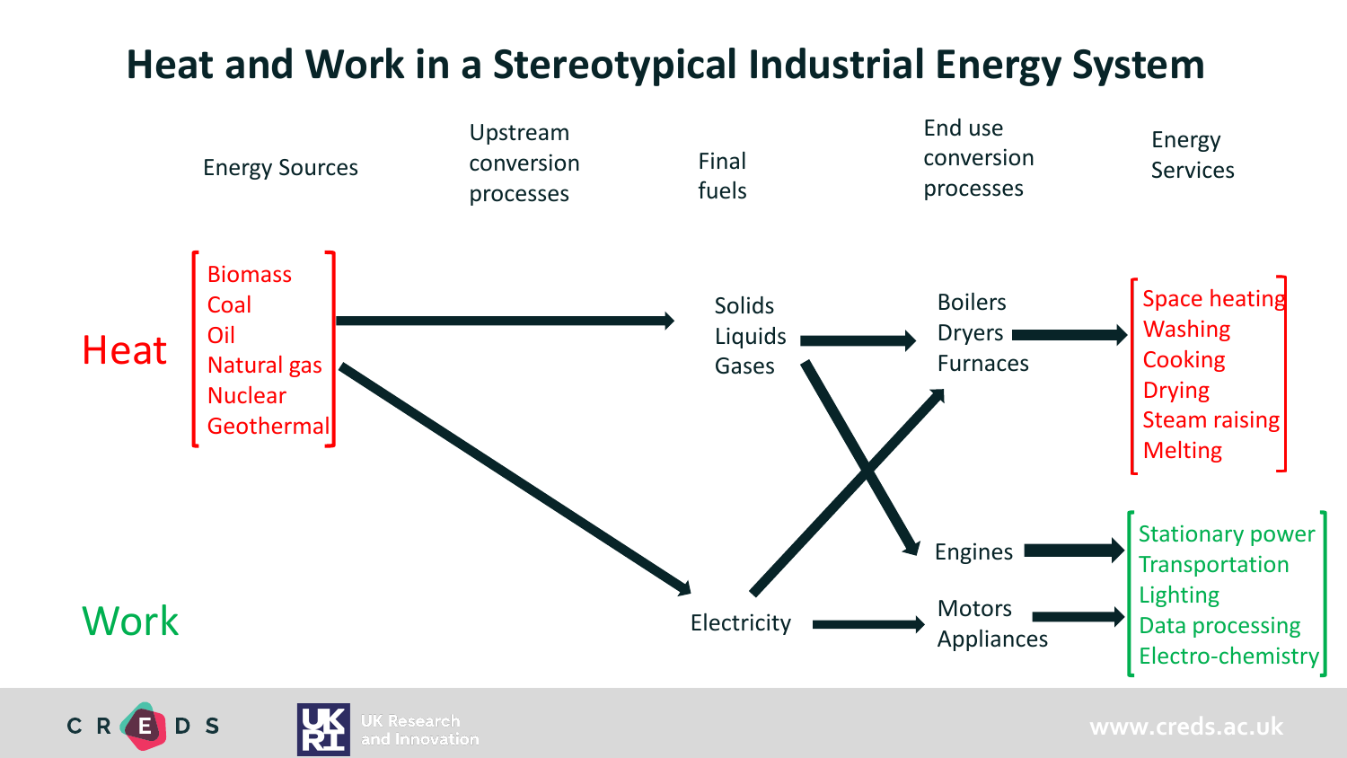# Heat and Work in a Stereotypical Industrial Energy System

Energy Sources | Upstream conversion processes | Final fuels | End use conversion processes | Energy Services

**Heat**

Energy Sources:
- Biomass
- Coal
- Oil
- Natural gas
- Nuclear
- Geothermal

Final fuels:
- Solids
- Liquids
- Gases
- Electricity

End use conversion processes:
- Boilers
- Dryers
- Furnaces
- Engines
- Motors
- Appliances

Energy Services (Heat):
- Space heating
- Washing
- Cooking
- Drying
- Steam raising
- Melting

**Work**

Energy Services (Work):
- Stationary power
- Transportation
- Lighting
- Data processing
- Electro-chemistry

www.creds.ac.uk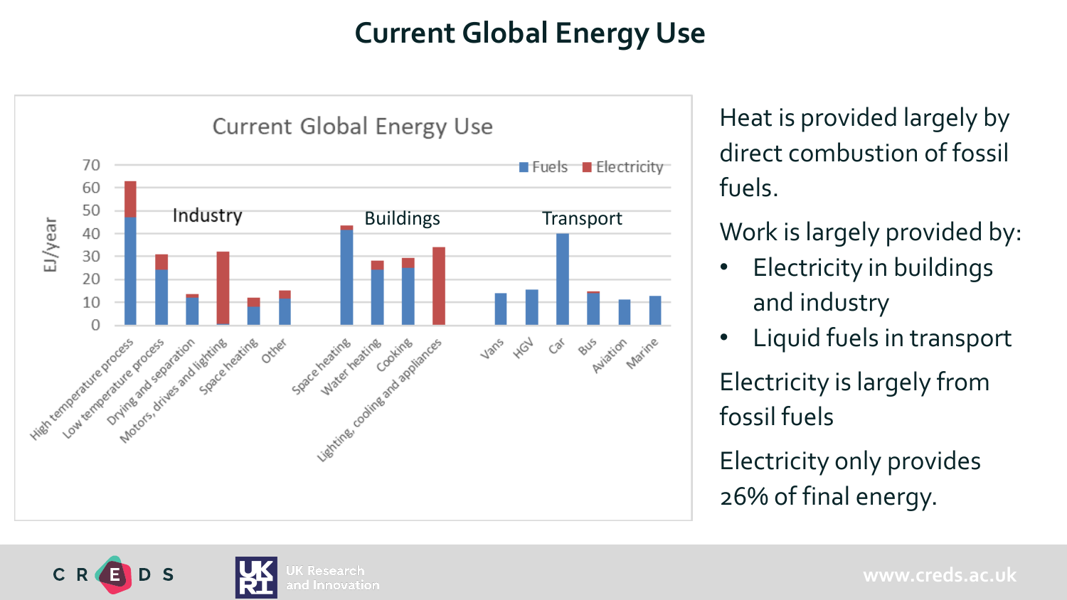# Current Global Energy Use

Heat is provided largely by direct combustion of fossil fuels.

Work is largely provided by:

- Electricity in buildings and industry
- Liquid fuels in transport

Electricity is largely from fossil fuels

Electricity only provides 26% of final energy.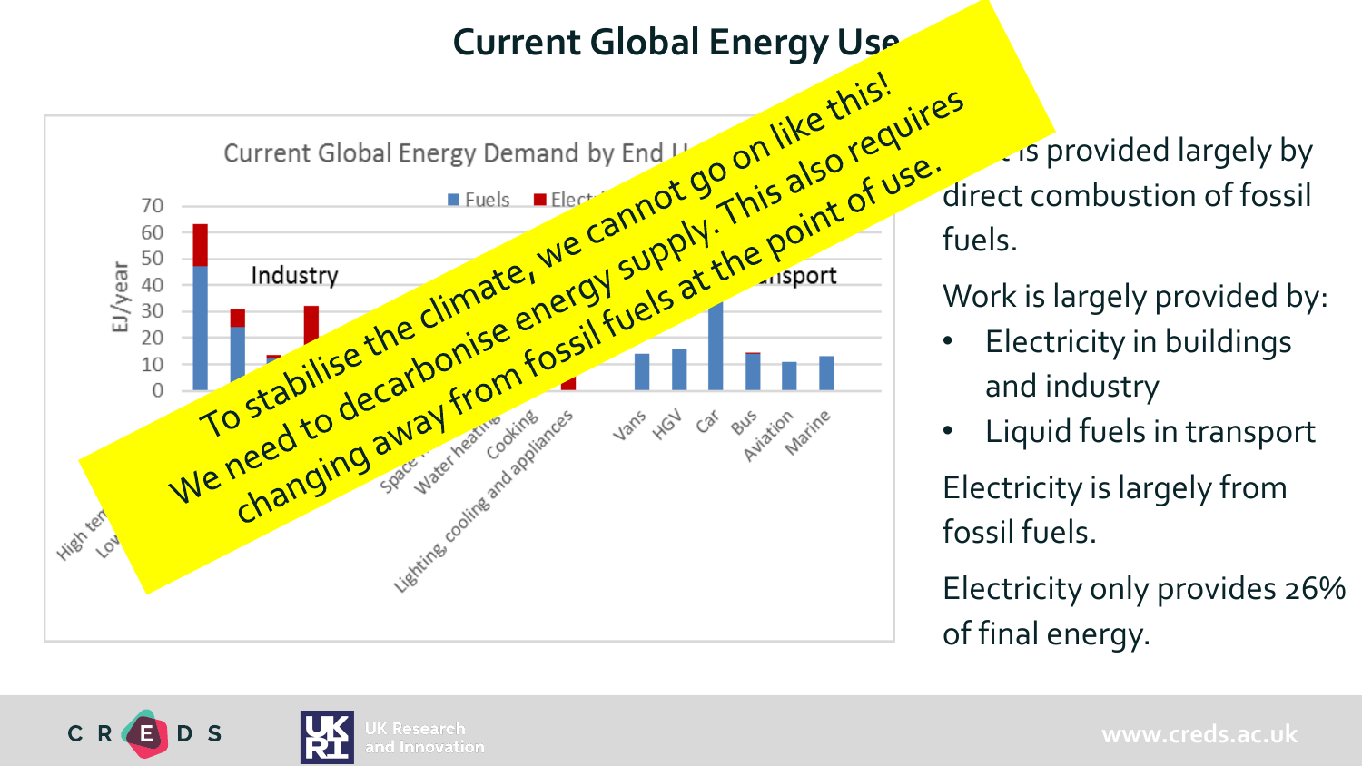# Current Global Energy Use

Current Global Energy Demand by End Use

| | Fuels | Electricity |
|---|---|---|

Industry

Transport

EJ/year

High temperature heat, Low..., Space..., Water heating, Cooking, Lighting, cooling and appliances, Vans, HGV, Car, Bus, Aviation, Marine

**To stabilise the climate, we cannot go on like this! We need to decarbonise energy supply. This also requires changing away from fossil fuels at the point of use.**

...t is provided largely by direct combustion of fossil fuels.

Work is largely provided by:

- Electricity in buildings and industry
- Liquid fuels in transport

Electricity is largely from fossil fuels.

Electricity only provides 26% of final energy.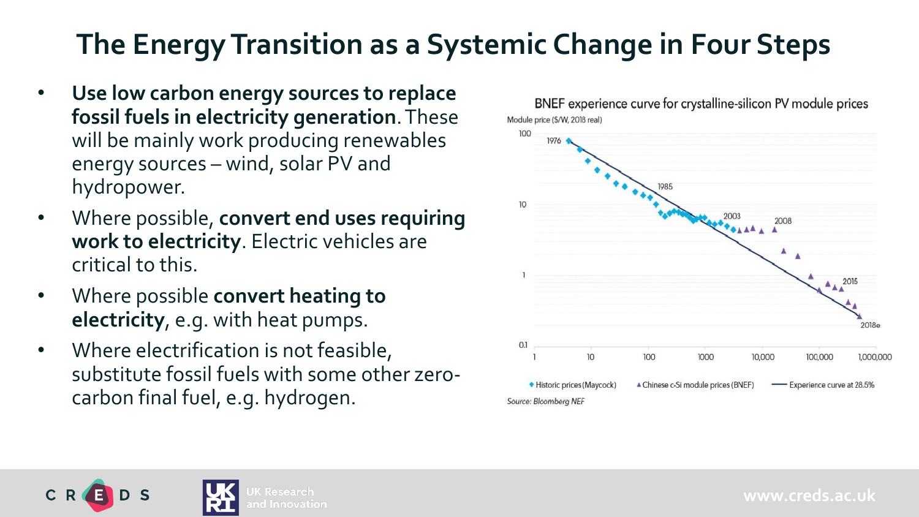# The Energy Transition as a Systemic Change in Four Steps

- **Use low carbon energy sources to replace fossil fuels in electricity generation**. These will be mainly work producing renewables energy sources – wind, solar PV and hydropower.
- Where possible, **convert end uses requiring work to electricity**. Electric vehicles are critical to this.
- Where possible **convert heating to electricity**, e.g. with heat pumps.
- Where electrification is not feasible, substitute fossil fuels with some other zero-carbon final fuel, e.g. hydrogen.

BNEF experience curve for crystalline-silicon PV module prices

Module price ($/W, 2018 real)

Historic prices (Maycock) | Chinese c-Si module prices (BNEF) | Experience curve at 28.5%

Source: Bloomberg NEF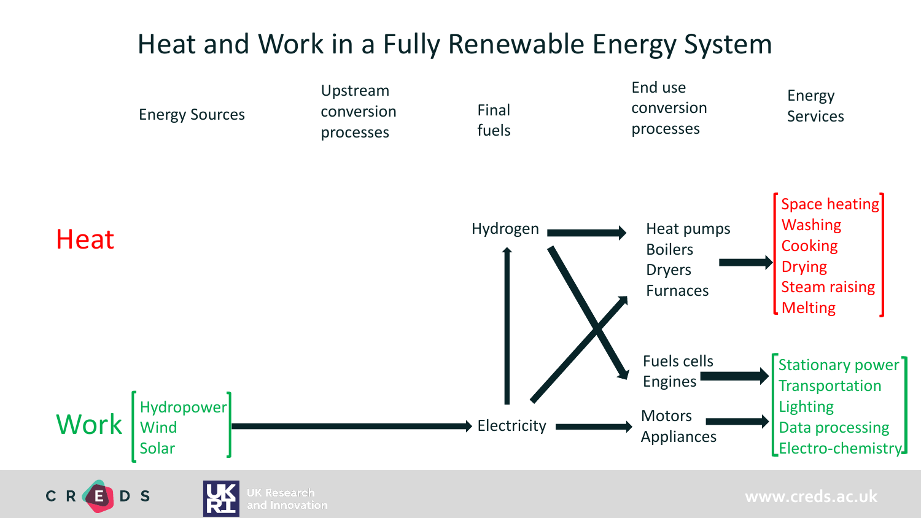# Heat and Work in a Fully Renewable Energy System

| Energy Sources | Upstream conversion processes | Final fuels | End use conversion processes | Energy Services |
|---|---|---|---|---|
| **Heat** | | Hydrogen | Heat pumps, Boilers, Dryers, Furnaces | Space heating, Washing, Cooking, Drying, Steam raising, Melting |
| | | | Fuels cells, Engines | Stationary power, Transportation, Lighting, Data processing, Electro-chemistry |
| **Work**: Hydropower, Wind, Solar | → | Electricity | Motors, Appliances | |

Flows shown: Hydropower, Wind, Solar → Electricity; Electricity → Hydrogen; Hydrogen → Heat pumps, Boilers, Dryers, Furnaces; Hydrogen → Fuels cells, Engines; Electricity → Heat pumps, Boilers, Dryers, Furnaces; Electricity → Motors, Appliances; Heat pumps, Boilers, Dryers, Furnaces → Space heating, Washing, Cooking, Drying, Steam raising, Melting; Fuels cells, Engines → Stationary power, Transportation, Lighting, Data processing, Electro-chemistry; Motors, Appliances → Stationary power, Transportation, Lighting, Data processing, Electro-chemistry.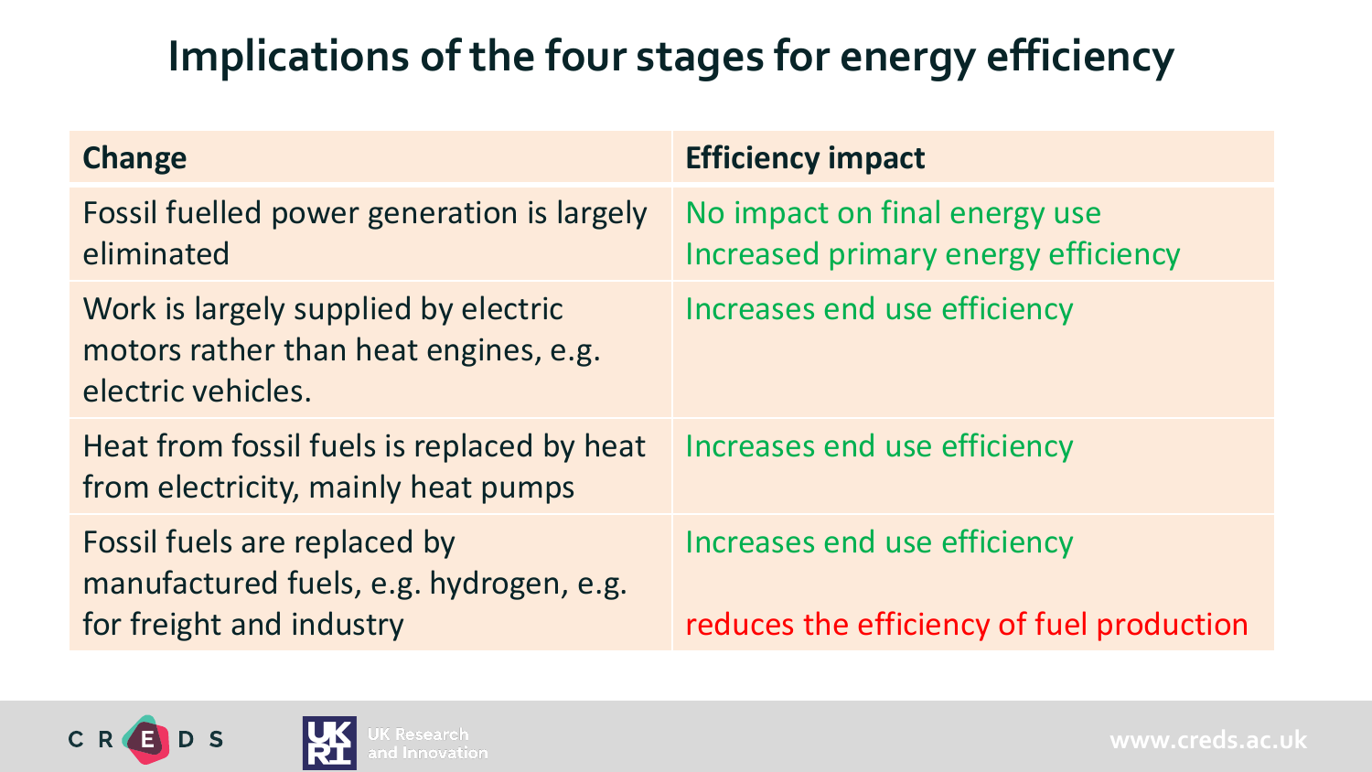# Implications of the four stages for energy efficiency

| Change | Efficiency impact |
| --- | --- |
| Fossil fuelled power generation is largely eliminated | No impact on final energy use<br>Increased primary energy efficiency |
| Work is largely supplied by electric motors rather than heat engines, e.g. electric vehicles. | Increases end use efficiency |
| Heat from fossil fuels is replaced by heat from electricity, mainly heat pumps | Increases end use efficiency |
| Fossil fuels are replaced by manufactured fuels, e.g. hydrogen, e.g. for freight and industry | Increases end use efficiency<br>reduces the efficiency of fuel production |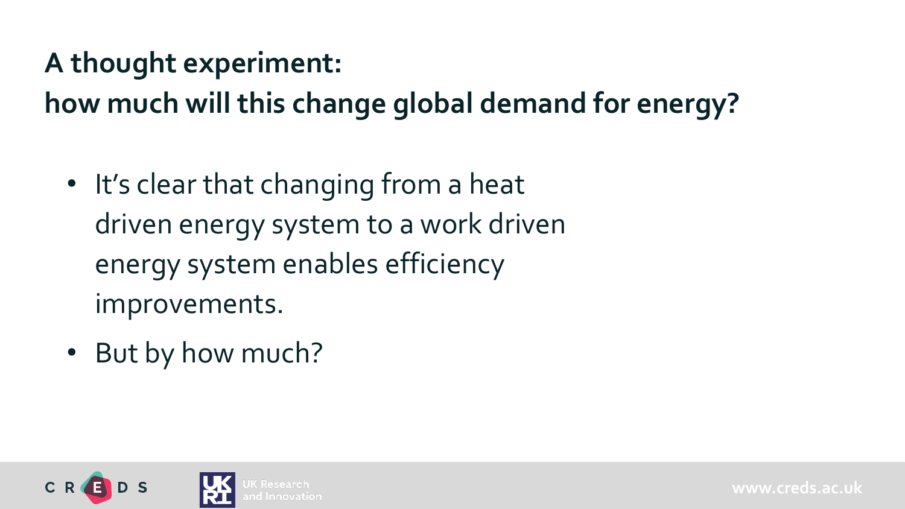## A thought experiment:
## how much will this change global demand for energy?

- It's clear that changing from a heat driven energy system to a work driven energy system enables efficiency improvements.
- But by how much?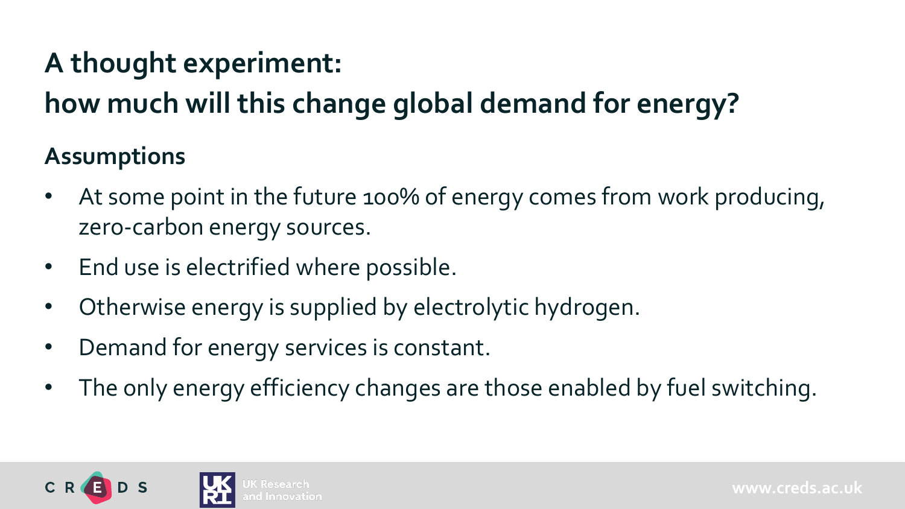# A thought experiment:
# how much will this change global demand for energy?

## Assumptions

- At some point in the future 100% of energy comes from work producing, zero-carbon energy sources.
- End use is electrified where possible.
- Otherwise energy is supplied by electrolytic hydrogen.
- Demand for energy services is constant.
- The only energy efficiency changes are those enabled by fuel switching.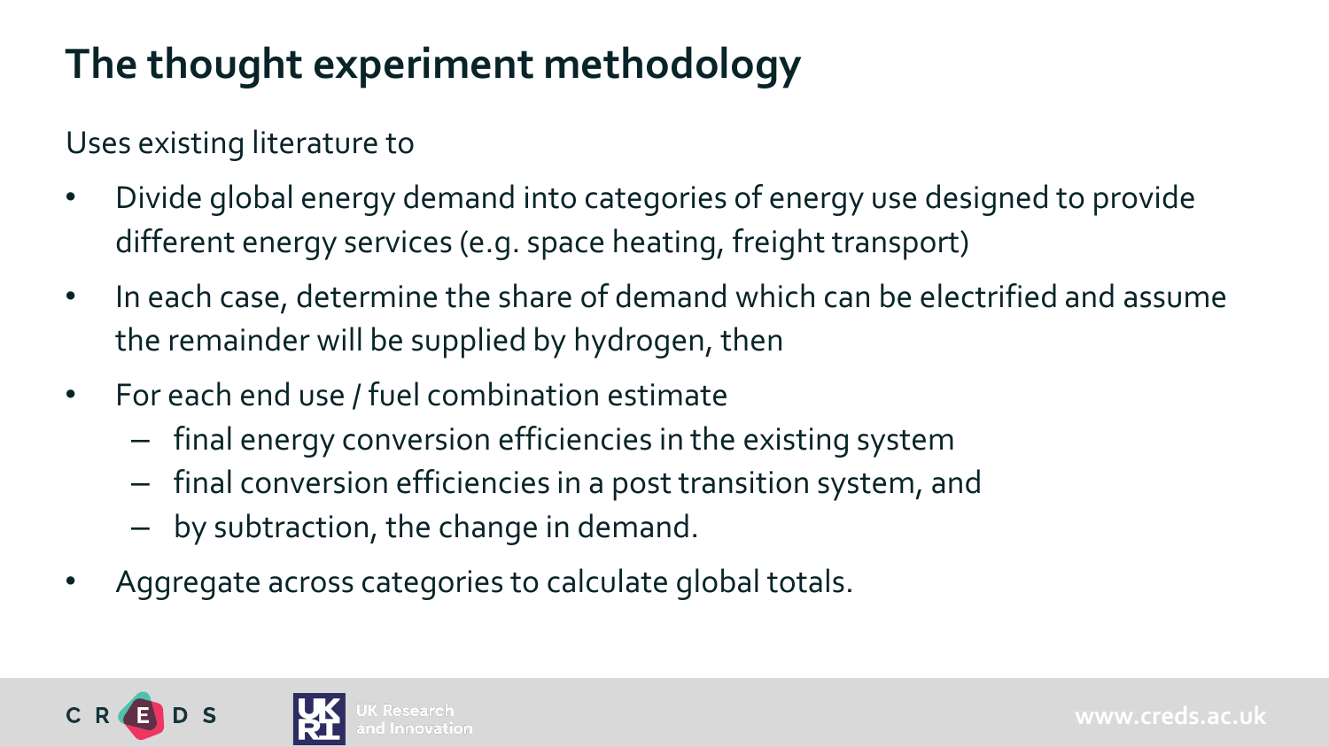# The thought experiment methodology

Uses existing literature to

- Divide global energy demand into categories of energy use designed to provide different energy services (e.g. space heating, freight transport)
- In each case, determine the share of demand which can be electrified and assume the remainder will be supplied by hydrogen, then
- For each end use / fuel combination estimate
  - final energy conversion efficiencies in the existing system
  - final conversion efficiencies in a post transition system, and
  - by subtraction, the change in demand.
- Aggregate across categories to calculate global totals.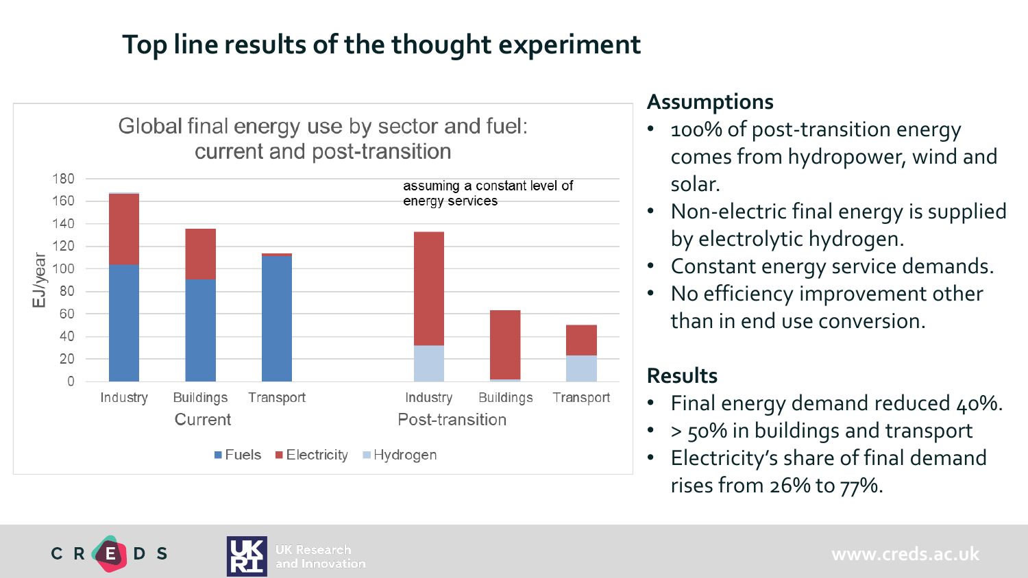# Top line results of the thought experiment

Global final energy use by sector and fuel: current and post-transition

assuming a constant level of energy services

## Assumptions

- 100% of post-transition energy comes from hydropower, wind and solar.
- Non-electric final energy is supplied by electrolytic hydrogen.
- Constant energy service demands.
- No efficiency improvement other than in end use conversion.

## Results

- Final energy demand reduced 40%.
- > 50% in buildings and transport
- Electricity's share of final demand rises from 26% to 77%.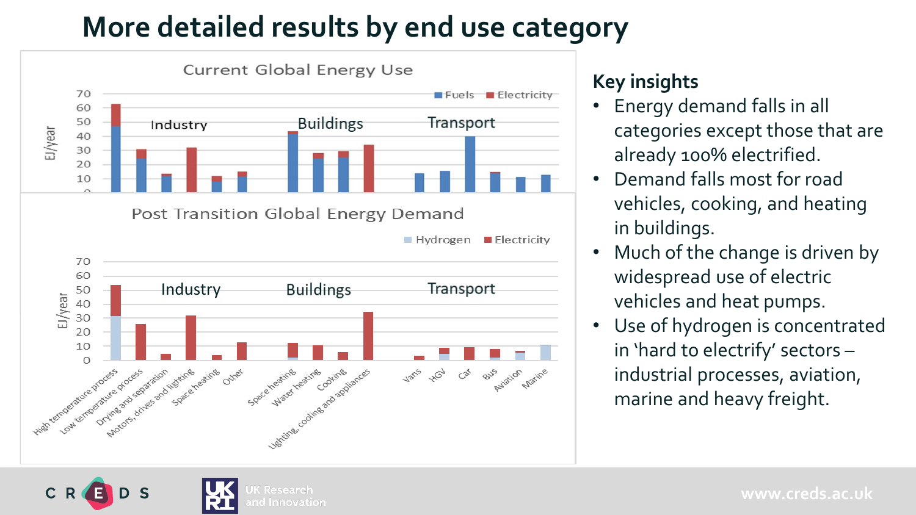# More detailed results by end use category

### Key insights

- Energy demand falls in all categories except those that are already 100% electrified.
- Demand falls most for road vehicles, cooking, and heating in buildings.
- Much of the change is driven by widespread use of electric vehicles and heat pumps.
- Use of hydrogen is concentrated in 'hard to electrify' sectors – industrial processes, aviation, marine and heavy freight.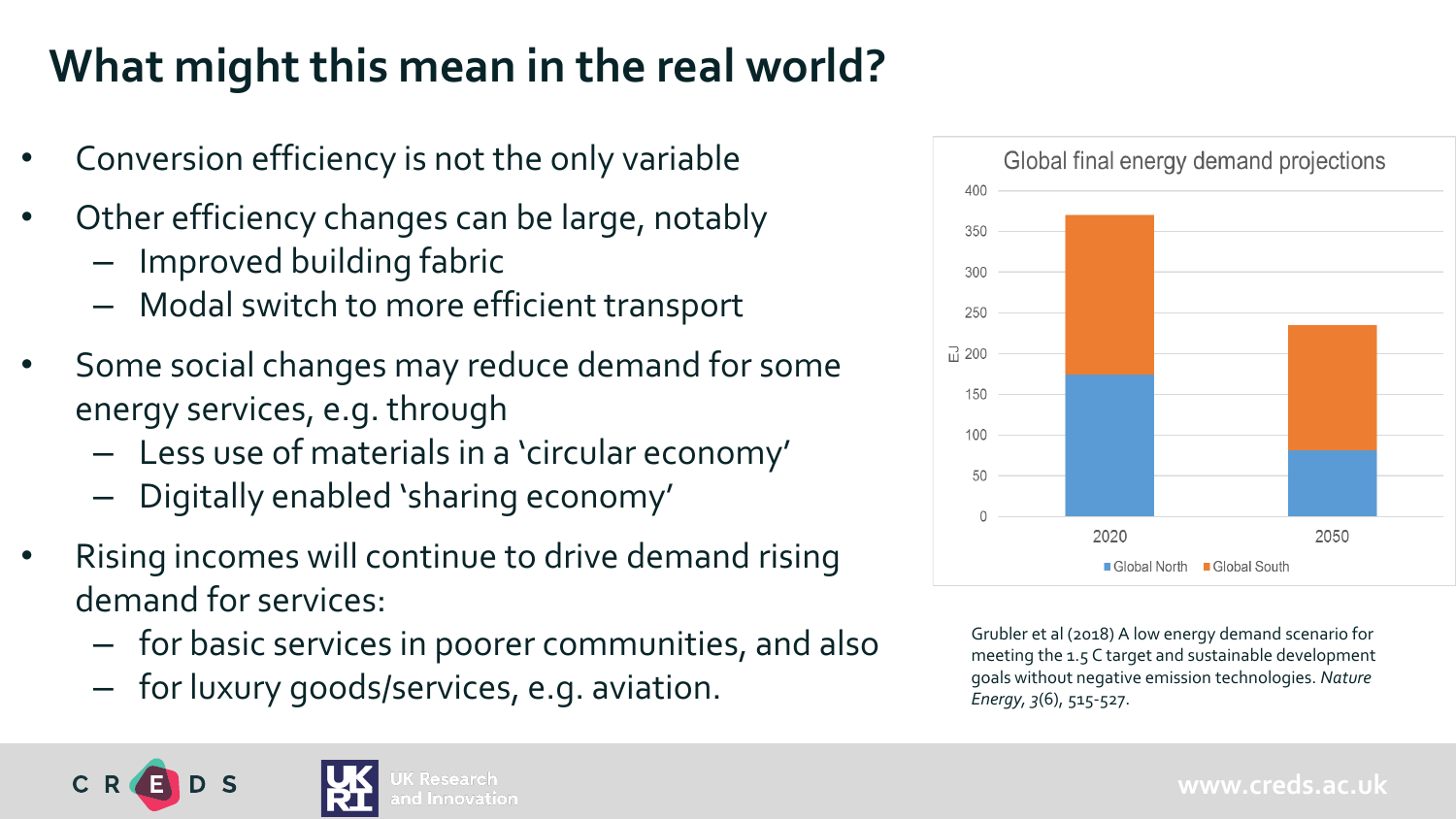# What might this mean in the real world?

- Conversion efficiency is not the only variable
- Other efficiency changes can be large, notably
  - Improved building fabric
  - Modal switch to more efficient transport
- Some social changes may reduce demand for some energy services, e.g. through
  - Less use of materials in a 'circular economy'
  - Digitally enabled 'sharing economy'
- Rising incomes will continue to drive demand rising demand for services:
  - for basic services in poorer communities, and also
  - for luxury goods/services, e.g. aviation.

Global final energy demand projections

EJ

| | Global North | Global South |
|---|---|---|
| 2020 | ~175 | ~195 |
| 2050 | ~80 | ~155 |

Grubler et al (2018) A low energy demand scenario for meeting the 1.5 C target and sustainable development goals without negative emission technologies. *Nature Energy*, *3*(6), 515-527.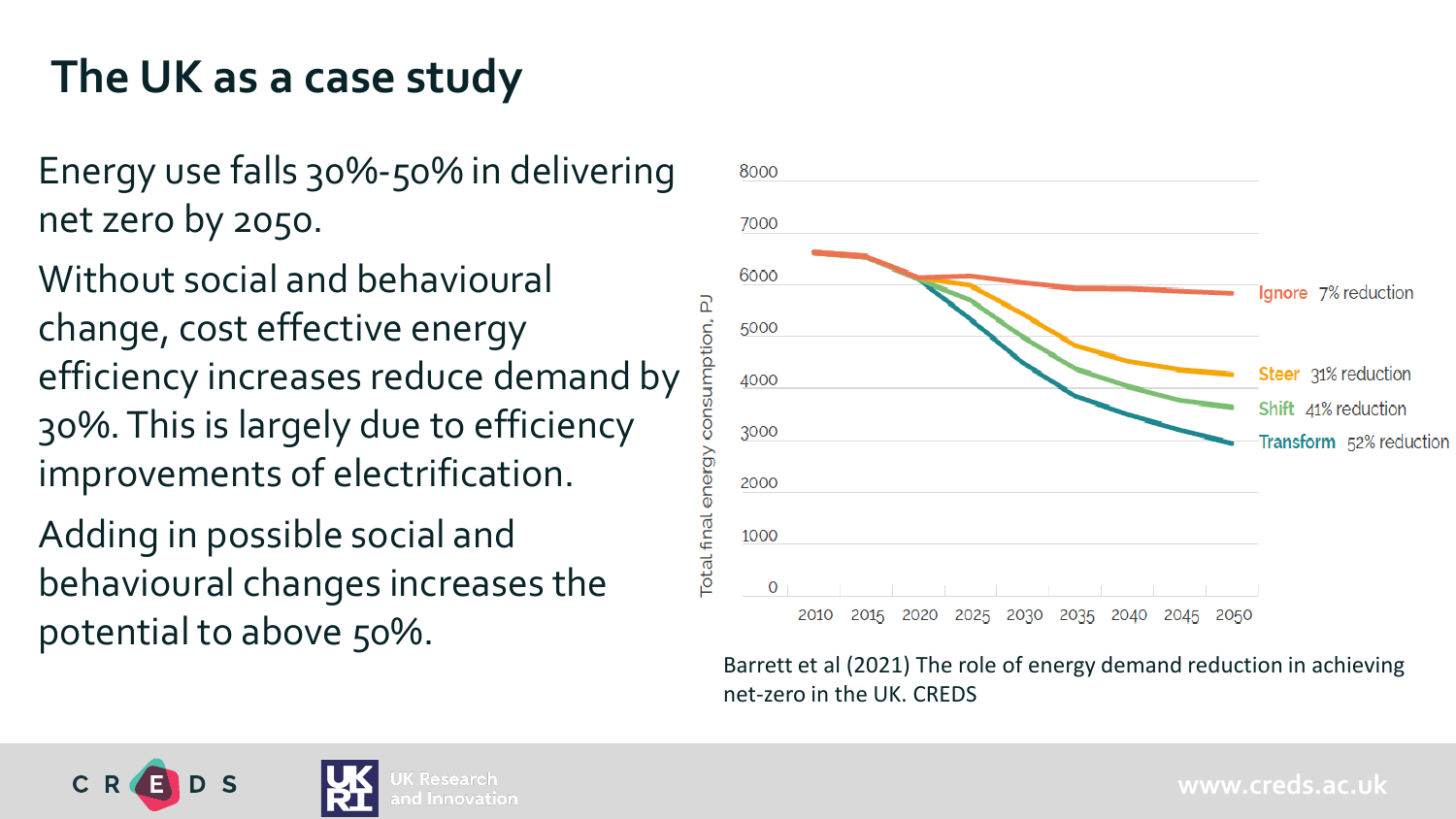# The UK as a case study

Energy use falls 30%-50% in delivering net zero by 2050.

Without social and behavioural change, cost effective energy efficiency increases reduce demand by 30%. This is largely due to efficiency improvements of electrification.

Adding in possible social and behavioural changes increases the potential to above 50%.

Barrett et al (2021) The role of energy demand reduction in achieving net-zero in the UK. CREDS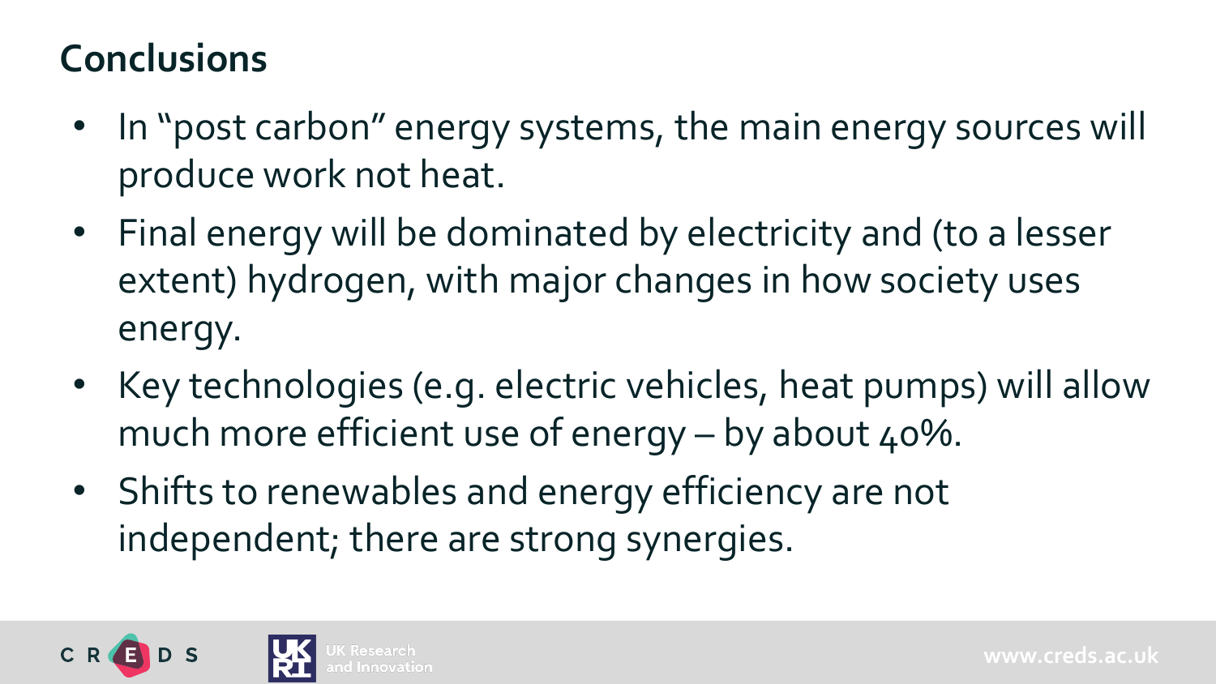## Conclusions

- In "post carbon" energy systems, the main energy sources will produce work not heat.
- Final energy will be dominated by electricity and (to a lesser extent) hydrogen, with major changes in how society uses energy.
- Key technologies (e.g. electric vehicles, heat pumps) will allow much more efficient use of energy – by about 40%.
- Shifts to renewables and energy efficiency are not independent; there are strong synergies.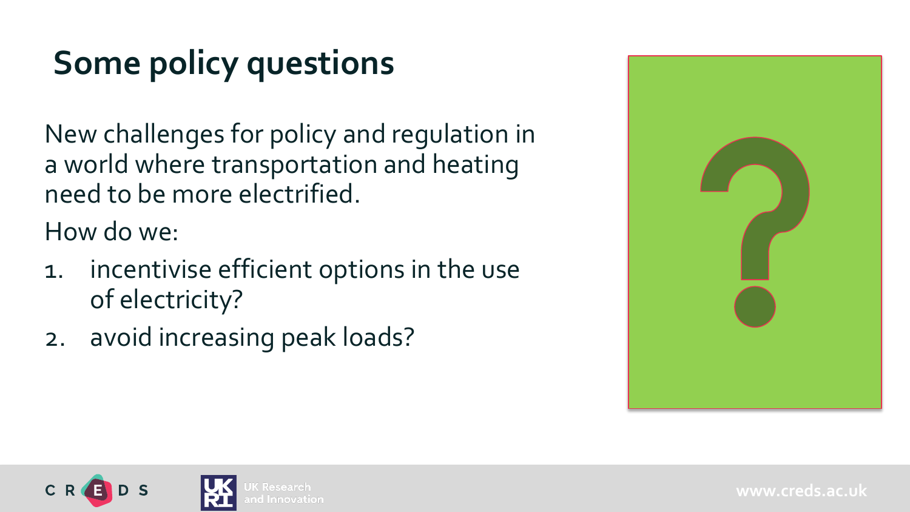# Some policy questions

New challenges for policy and regulation in a world where transportation and heating need to be more electrified.

How do we:

1. incentivise efficient options in the use of electricity?
2. avoid increasing peak loads?